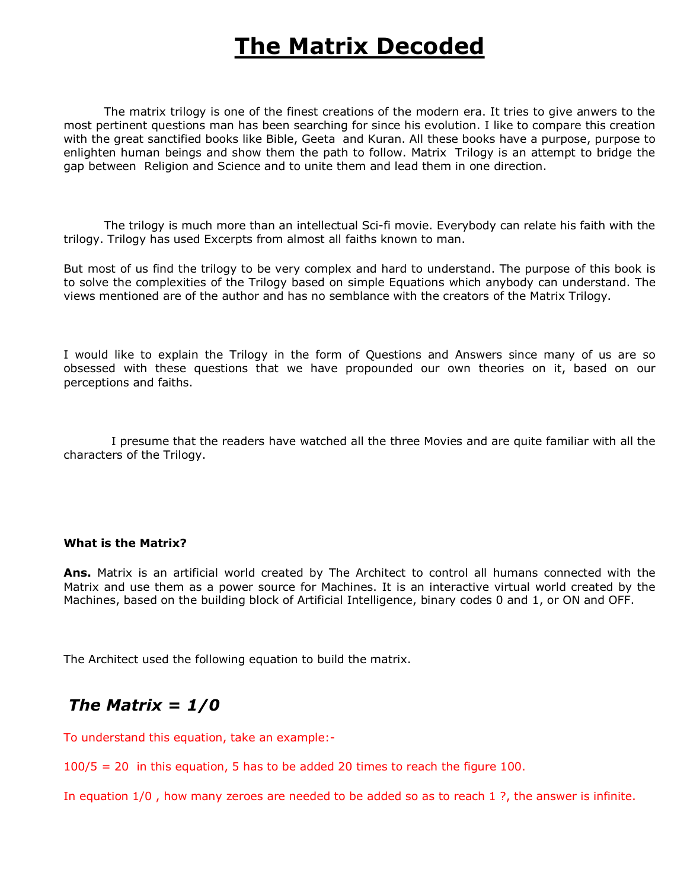# The Matrix Decoded

The matrix trilogy is one of the finest creations of the modern era. It tries to give anwers to the most pertinent questions man has been searching for since his evolution. I like to compare this creation with the great sanctified books like Bible, Geeta and Kuran. All these books have a purpose, purpose to enlighten human beings and show them the path to follow. Matrix Trilogy is an attempt to bridge the gap between Religion and Science and to unite them and lead them in one direction.

The trilogy is much more than an intellectual Sci-fi movie. Everybody can relate his faith with the trilogy. Trilogy has used Excerpts from almost all faiths known to man.

But most of us find the trilogy to be very complex and hard to understand. The purpose of this book is to solve the complexities of the Trilogy based on simple Equations which anybody can understand. The views mentioned are of the author and has no semblance with the creators of the Matrix Trilogy.

I would like to explain the Trilogy in the form of Questions and Answers since many of us are so obsessed with these questions that we have propounded our own theories on it, based on our perceptions and faiths.

I presume that the readers have watched all the three Movies and are quite familiar with all the characters of the Trilogy.

**What is the Matrix?**

**Ans.** Matrix is an artificial world created by The Architect to control all humans connected with the Matrix and use them as a power source for Machines. It is an interactive virtual world created by the Machines, based on the building block of Artificial Intelligence, binary codes 0 and 1, or ON and OFF.

The Architect used the following equation to build the matrix.

***The Matrix = 1/0***

To understand this equation, take an example:-

100/5 = 20 in this equation, 5 has to be added 20 times to reach the figure 100.

In equation 1/0 , how many zeroes are needed to be added so as to reach 1 ?, the answer is infinite.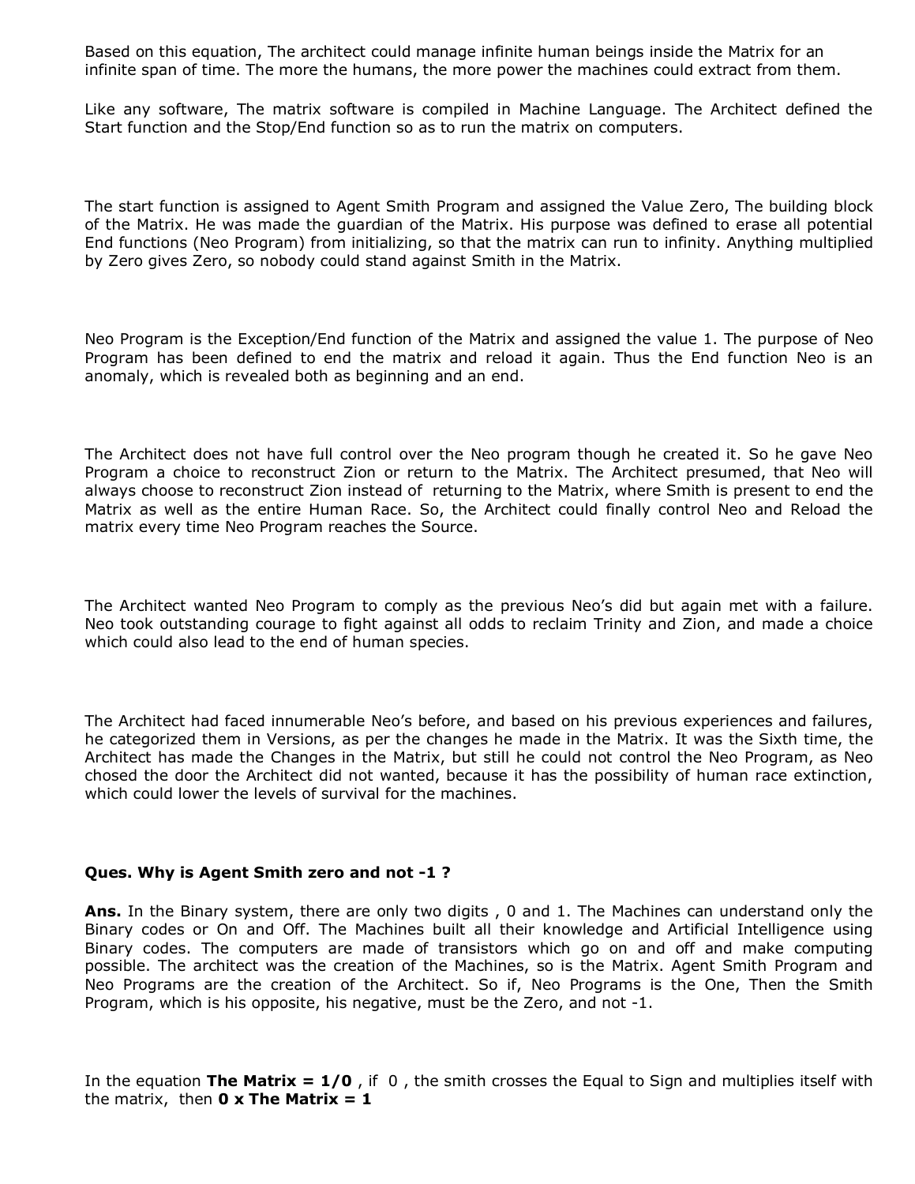Based on this equation, The architect could manage infinite human beings inside the Matrix for an infinite span of time. The more the humans, the more power the machines could extract from them.

Like any software, The matrix software is compiled in Machine Language. The Architect defined the Start function and the Stop/End function so as to run the matrix on computers.

The start function is assigned to Agent Smith Program and assigned the Value Zero, The building block of the Matrix. He was made the guardian of the Matrix. His purpose was defined to erase all potential End functions (Neo Program) from initializing, so that the matrix can run to infinity. Anything multiplied by Zero gives Zero, so nobody could stand against Smith in the Matrix.

Neo Program is the Exception/End function of the Matrix and assigned the value 1. The purpose of Neo Program has been defined to end the matrix and reload it again. Thus the End function Neo is an anomaly, which is revealed both as beginning and an end.

The Architect does not have full control over the Neo program though he created it. So he gave Neo Program a choice to reconstruct Zion or return to the Matrix. The Architect presumed, that Neo will always choose to reconstruct Zion instead of returning to the Matrix, where Smith is present to end the Matrix as well as the entire Human Race. So, the Architect could finally control Neo and Reload the matrix every time Neo Program reaches the Source.

The Architect wanted Neo Program to comply as the previous Neo's did but again met with a failure. Neo took outstanding courage to fight against all odds to reclaim Trinity and Zion, and made a choice which could also lead to the end of human species.

The Architect had faced innumerable Neo's before, and based on his previous experiences and failures, he categorized them in Versions, as per the changes he made in the Matrix. It was the Sixth time, the Architect has made the Changes in the Matrix, but still he could not control the Neo Program, as Neo chosed the door the Architect did not wanted, because it has the possibility of human race extinction, which could lower the levels of survival for the machines.

**Ques. Why is Agent Smith zero and not -1 ?**

**Ans.** In the Binary system, there are only two digits , 0 and 1. The Machines can understand only the Binary codes or On and Off. The Machines built all their knowledge and Artificial Intelligence using Binary codes. The computers are made of transistors which go on and off and make computing possible. The architect was the creation of the Machines, so is the Matrix. Agent Smith Program and Neo Programs are the creation of the Architect. So if, Neo Programs is the One, Then the Smith Program, which is his opposite, his negative, must be the Zero, and not -1.

In the equation **The Matrix = 1/0** , if 0 , the smith crosses the Equal to Sign and multiplies itself with the matrix, then **0 x The Matrix = 1**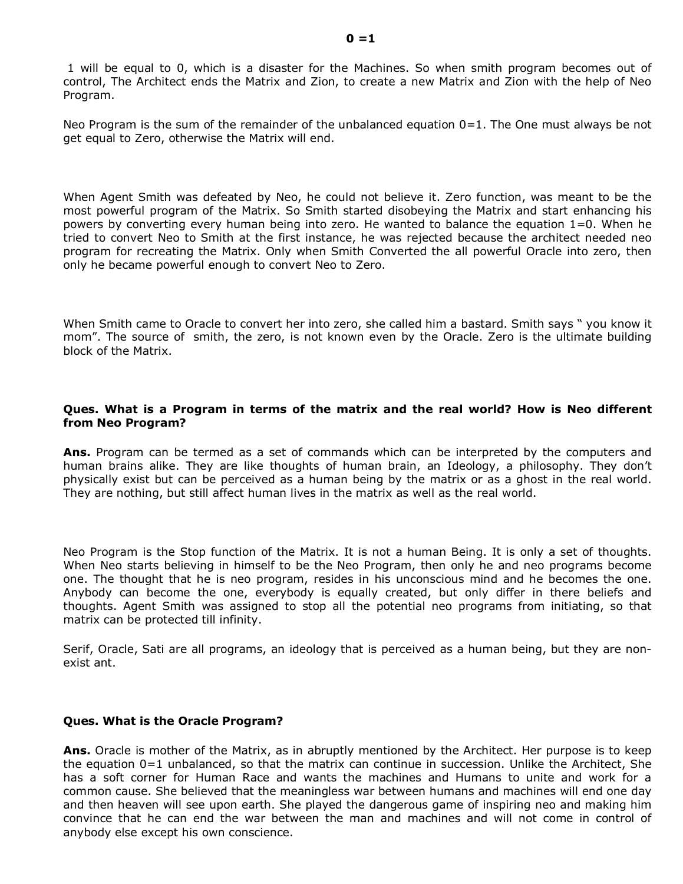**0 =1**

1 will be equal to 0, which is a disaster for the Machines. So when smith program becomes out of control, The Architect ends the Matrix and Zion, to create a new Matrix and Zion with the help of Neo Program.

Neo Program is the sum of the remainder of the unbalanced equation 0=1. The One must always be not get equal to Zero, otherwise the Matrix will end.

When Agent Smith was defeated by Neo, he could not believe it. Zero function, was meant to be the most powerful program of the Matrix. So Smith started disobeying the Matrix and start enhancing his powers by converting every human being into zero. He wanted to balance the equation 1=0. When he tried to convert Neo to Smith at the first instance, he was rejected because the architect needed neo program for recreating the Matrix. Only when Smith Converted the all powerful Oracle into zero, then only he became powerful enough to convert Neo to Zero.

When Smith came to Oracle to convert her into zero, she called him a bastard. Smith says " you know it mom". The source of smith, the zero, is not known even by the Oracle. Zero is the ultimate building block of the Matrix.

**Ques. What is a Program in terms of the matrix and the real world? How is Neo different from Neo Program?**

**Ans.** Program can be termed as a set of commands which can be interpreted by the computers and human brains alike. They are like thoughts of human brain, an Ideology, a philosophy. They don't physically exist but can be perceived as a human being by the matrix or as a ghost in the real world. They are nothing, but still affect human lives in the matrix as well as the real world.

Neo Program is the Stop function of the Matrix. It is not a human Being. It is only a set of thoughts. When Neo starts believing in himself to be the Neo Program, then only he and neo programs become one. The thought that he is neo program, resides in his unconscious mind and he becomes the one. Anybody can become the one, everybody is equally created, but only differ in there beliefs and thoughts. Agent Smith was assigned to stop all the potential neo programs from initiating, so that matrix can be protected till infinity.

Serif, Oracle, Sati are all programs, an ideology that is perceived as a human being, but they are non-exist ant.

**Ques. What is the Oracle Program?**

**Ans.** Oracle is mother of the Matrix, as in abruptly mentioned by the Architect. Her purpose is to keep the equation 0=1 unbalanced, so that the matrix can continue in succession. Unlike the Architect, She has a soft corner for Human Race and wants the machines and Humans to unite and work for a common cause. She believed that the meaningless war between humans and machines will end one day and then heaven will see upon earth. She played the dangerous game of inspiring neo and making him convince that he can end the war between the man and machines and will not come in control of anybody else except his own conscience.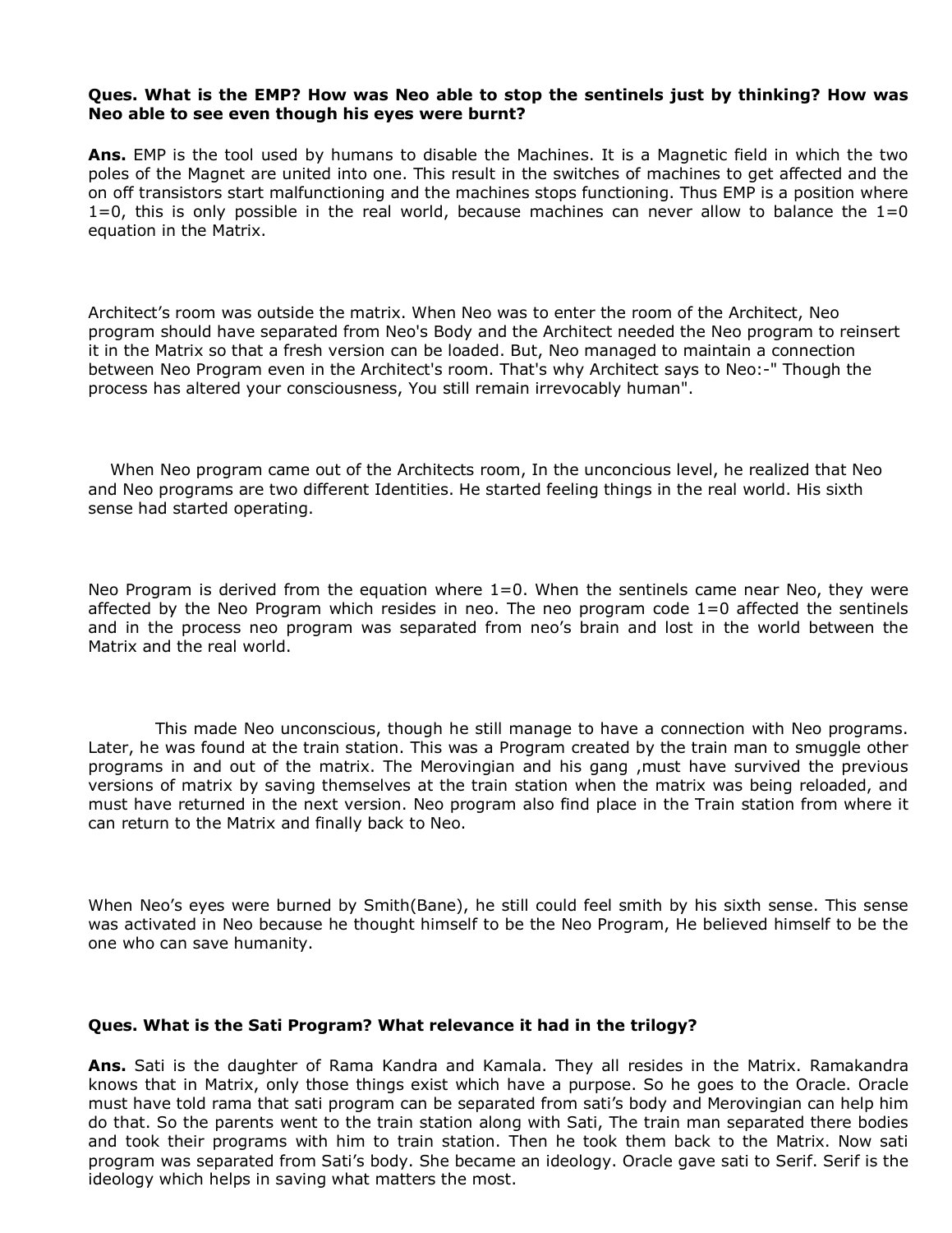**Ques. What is the EMP? How was Neo able to stop the sentinels just by thinking? How was Neo able to see even though his eyes were burnt?**

**Ans.** EMP is the tool used by humans to disable the Machines. It is a Magnetic field in which the two poles of the Magnet are united into one. This result in the switches of machines to get affected and the on off transistors start malfunctioning and the machines stops functioning. Thus EMP is a position where 1=0, this is only possible in the real world, because machines can never allow to balance the 1=0 equation in the Matrix.

Architect's room was outside the matrix. When Neo was to enter the room of the Architect, Neo program should have separated from Neo's Body and the Architect needed the Neo program to reinsert it in the Matrix so that a fresh version can be loaded. But, Neo managed to maintain a connection between Neo Program even in the Architect's room. That's why Architect says to Neo:-" Though the process has altered your consciousness, You still remain irrevocably human".

When Neo program came out of the Architects room, In the unconcious level, he realized that Neo and Neo programs are two different Identities. He started feeling things in the real world. His sixth sense had started operating.

Neo Program is derived from the equation where 1=0. When the sentinels came near Neo, they were affected by the Neo Program which resides in neo. The neo program code 1=0 affected the sentinels and in the process neo program was separated from neo's brain and lost in the world between the Matrix and the real world.

This made Neo unconscious, though he still manage to have a connection with Neo programs. Later, he was found at the train station. This was a Program created by the train man to smuggle other programs in and out of the matrix. The Merovingian and his gang ,must have survived the previous versions of matrix by saving themselves at the train station when the matrix was being reloaded, and must have returned in the next version. Neo program also find place in the Train station from where it can return to the Matrix and finally back to Neo.

When Neo's eyes were burned by Smith(Bane), he still could feel smith by his sixth sense. This sense was activated in Neo because he thought himself to be the Neo Program, He believed himself to be the one who can save humanity.

**Ques. What is the Sati Program? What relevance it had in the trilogy?**

**Ans.** Sati is the daughter of Rama Kandra and Kamala. They all resides in the Matrix. Ramakandra knows that in Matrix, only those things exist which have a purpose. So he goes to the Oracle. Oracle must have told rama that sati program can be separated from sati's body and Merovingian can help him do that. So the parents went to the train station along with Sati, The train man separated there bodies and took their programs with him to train station. Then he took them back to the Matrix. Now sati program was separated from Sati's body. She became an ideology. Oracle gave sati to Serif. Serif is the ideology which helps in saving what matters the most.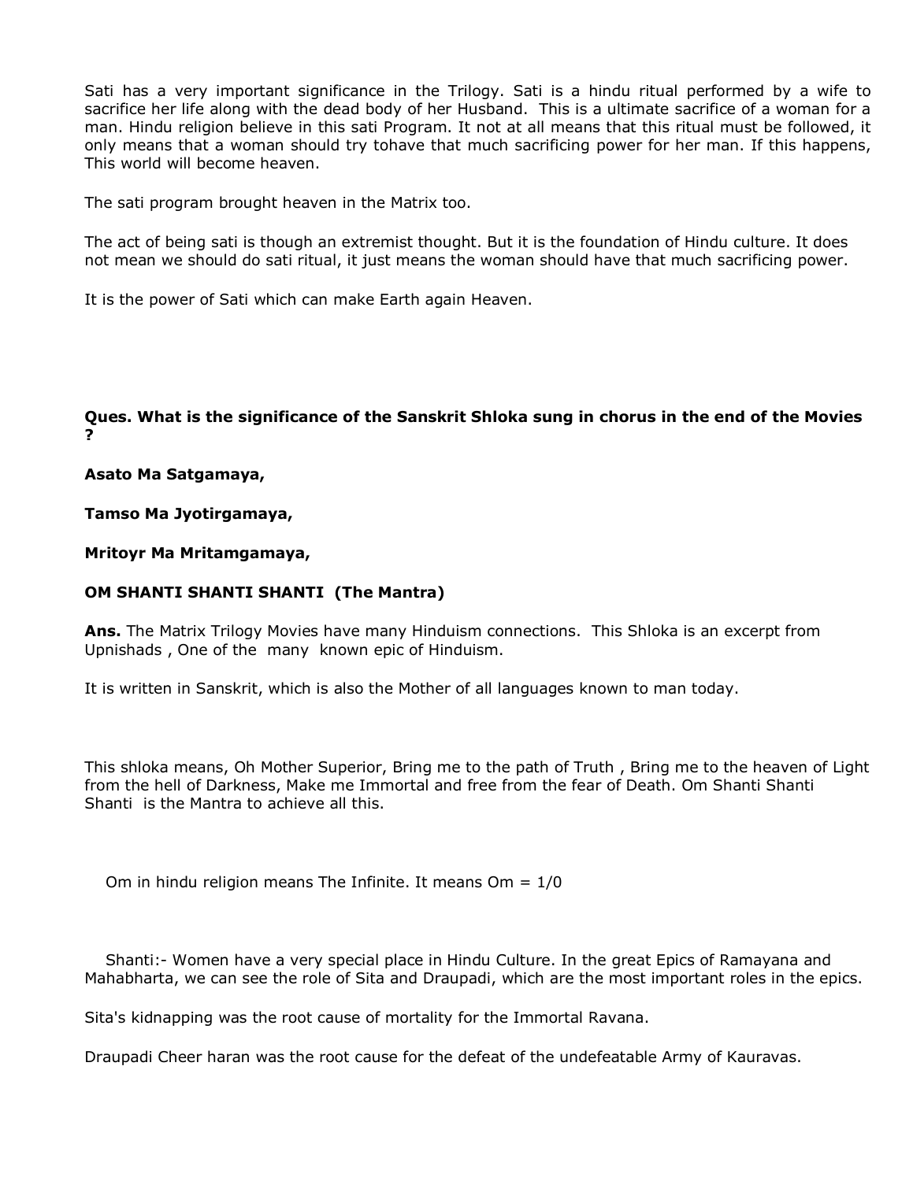Sati has a very important significance in the Trilogy. Sati is a hindu ritual performed by a wife to sacrifice her life along with the dead body of her Husband. This is a ultimate sacrifice of a woman for a man. Hindu religion believe in this sati Program. It not at all means that this ritual must be followed, it only means that a woman should try tohave that much sacrificing power for her man. If this happens, This world will become heaven.

The sati program brought heaven in the Matrix too.

The act of being sati is though an extremist thought. But it is the foundation of Hindu culture. It does not mean we should do sati ritual, it just means the woman should have that much sacrificing power.

It is the power of Sati which can make Earth again Heaven.

**Ques. What is the significance of the Sanskrit Shloka sung in chorus in the end of the Movies ?**

**Asato Ma Satgamaya,**

**Tamso Ma Jyotirgamaya,**

**Mritoyr Ma Mritamgamaya,**

**OM SHANTI SHANTI SHANTI (The Mantra)**

**Ans.** The Matrix Trilogy Movies have many Hinduism connections. This Shloka is an excerpt from Upnishads , One of the many known epic of Hinduism.

It is written in Sanskrit, which is also the Mother of all languages known to man today.

This shloka means, Oh Mother Superior, Bring me to the path of Truth , Bring me to the heaven of Light from the hell of Darkness, Make me Immortal and free from the fear of Death. Om Shanti Shanti Shanti is the Mantra to achieve all this.

Om in hindu religion means The Infinite. It means Om = 1/0

Shanti:- Women have a very special place in Hindu Culture. In the great Epics of Ramayana and Mahabharta, we can see the role of Sita and Draupadi, which are the most important roles in the epics.

Sita's kidnapping was the root cause of mortality for the Immortal Ravana.

Draupadi Cheer haran was the root cause for the defeat of the undefeatable Army of Kauravas.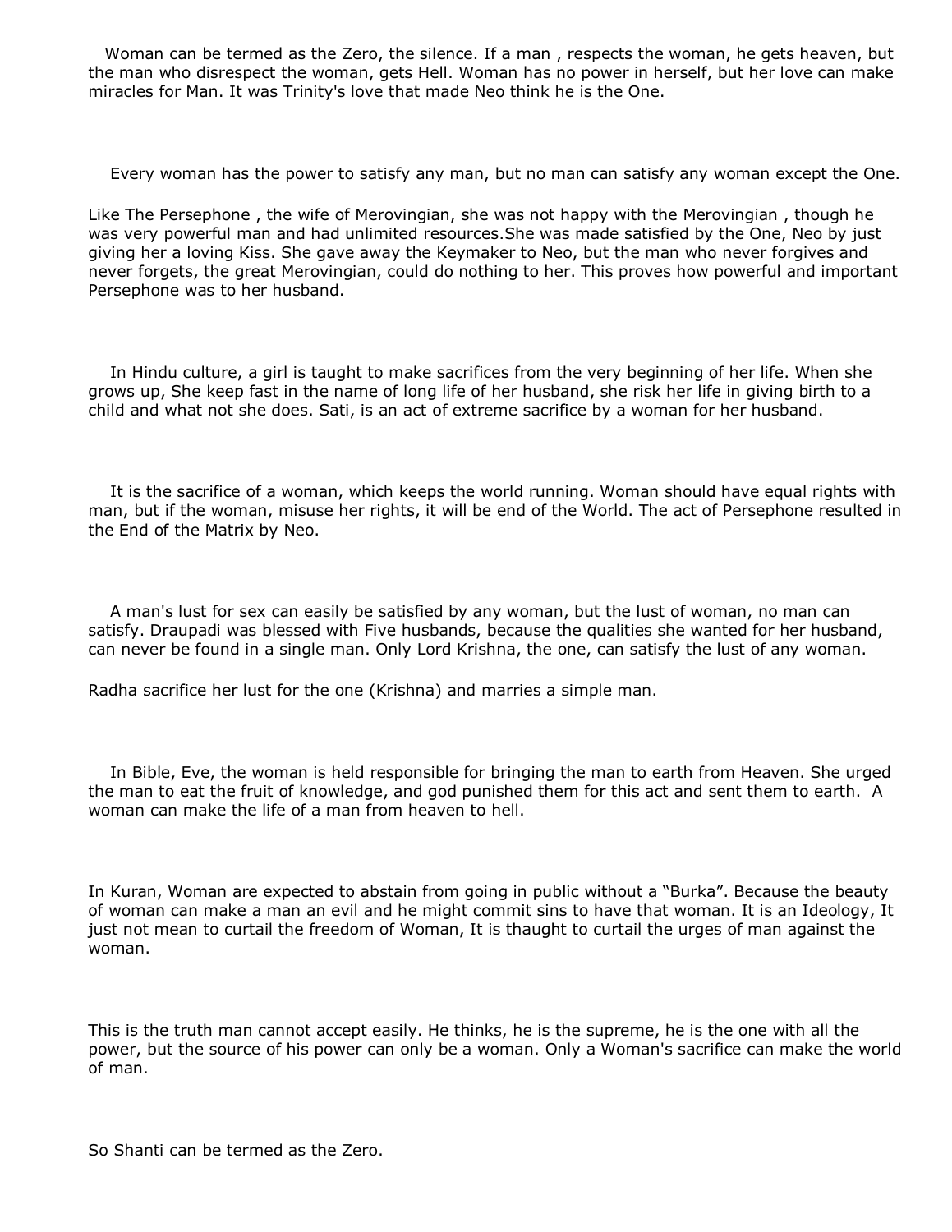Woman can be termed as the Zero, the silence. If a man , respects the woman, he gets heaven, but the man who disrespect the woman, gets Hell. Woman has no power in herself, but her love can make miracles for Man. It was Trinity's love that made Neo think he is the One.

Every woman has the power to satisfy any man, but no man can satisfy any woman except the One.

Like The Persephone , the wife of Merovingian, she was not happy with the Merovingian , though he was very powerful man and had unlimited resources.She was made satisfied by the One, Neo by just giving her a loving Kiss. She gave away the Keymaker to Neo, but the man who never forgives and never forgets, the great Merovingian, could do nothing to her. This proves how powerful and important Persephone was to her husband.

In Hindu culture, a girl is taught to make sacrifices from the very beginning of her life. When she grows up, She keep fast in the name of long life of her husband, she risk her life in giving birth to a child and what not she does. Sati, is an act of extreme sacrifice by a woman for her husband.

It is the sacrifice of a woman, which keeps the world running. Woman should have equal rights with man, but if the woman, misuse her rights, it will be end of the World. The act of Persephone resulted in the End of the Matrix by Neo.

A man's lust for sex can easily be satisfied by any woman, but the lust of woman, no man can satisfy. Draupadi was blessed with Five husbands, because the qualities she wanted for her husband, can never be found in a single man. Only Lord Krishna, the one, can satisfy the lust of any woman.

Radha sacrifice her lust for the one (Krishna) and marries a simple man.

In Bible, Eve, the woman is held responsible for bringing the man to earth from Heaven. She urged the man to eat the fruit of knowledge, and god punished them for this act and sent them to earth. A woman can make the life of a man from heaven to hell.

In Kuran, Woman are expected to abstain from going in public without a "Burka". Because the beauty of woman can make a man an evil and he might commit sins to have that woman. It is an Ideology, It just not mean to curtail the freedom of Woman, It is thaught to curtail the urges of man against the woman.

This is the truth man cannot accept easily. He thinks, he is the supreme, he is the one with all the power, but the source of his power can only be a woman. Only a Woman's sacrifice can make the world of man.

So Shanti can be termed as the Zero.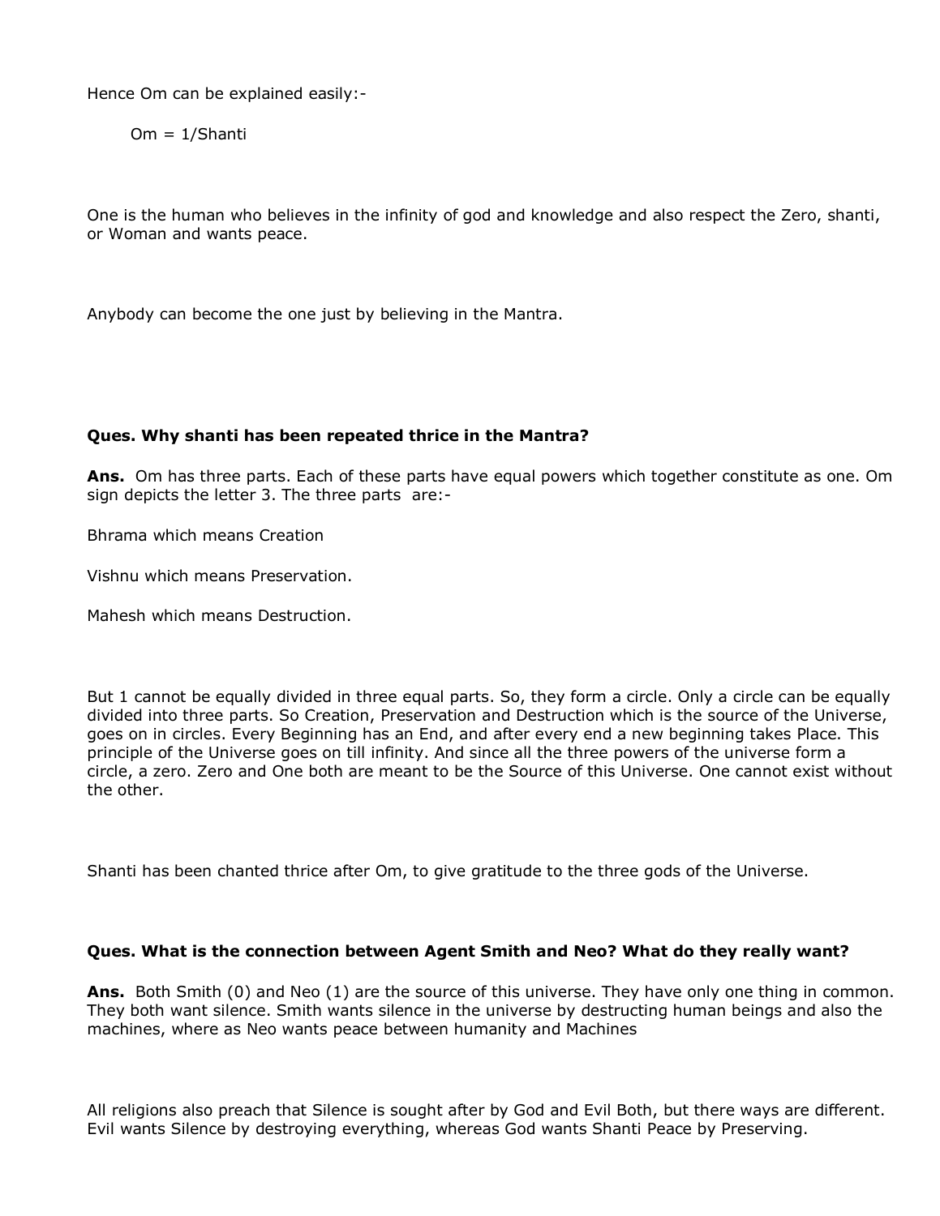Hence Om can be explained easily:-

$$Om = 1/Shanti$$

One is the human who believes in the infinity of god and knowledge and also respect the Zero, shanti, or Woman and wants peace.

Anybody can become the one just by believing in the Mantra.

**Ques. Why shanti has been repeated thrice in the Mantra?**

**Ans.** Om has three parts. Each of these parts have equal powers which together constitute as one. Om sign depicts the letter 3. The three parts are:-

Bhrama which means Creation

Vishnu which means Preservation.

Mahesh which means Destruction.

But 1 cannot be equally divided in three equal parts. So, they form a circle. Only a circle can be equally divided into three parts. So Creation, Preservation and Destruction which is the source of the Universe, goes on in circles. Every Beginning has an End, and after every end a new beginning takes Place. This principle of the Universe goes on till infinity. And since all the three powers of the universe form a circle, a zero. Zero and One both are meant to be the Source of this Universe. One cannot exist without the other.

Shanti has been chanted thrice after Om, to give gratitude to the three gods of the Universe.

**Ques. What is the connection between Agent Smith and Neo? What do they really want?**

**Ans.** Both Smith (0) and Neo (1) are the source of this universe. They have only one thing in common. They both want silence. Smith wants silence in the universe by destructing human beings and also the machines, where as Neo wants peace between humanity and Machines

All religions also preach that Silence is sought after by God and Evil Both, but there ways are different. Evil wants Silence by destroying everything, whereas God wants Shanti Peace by Preserving.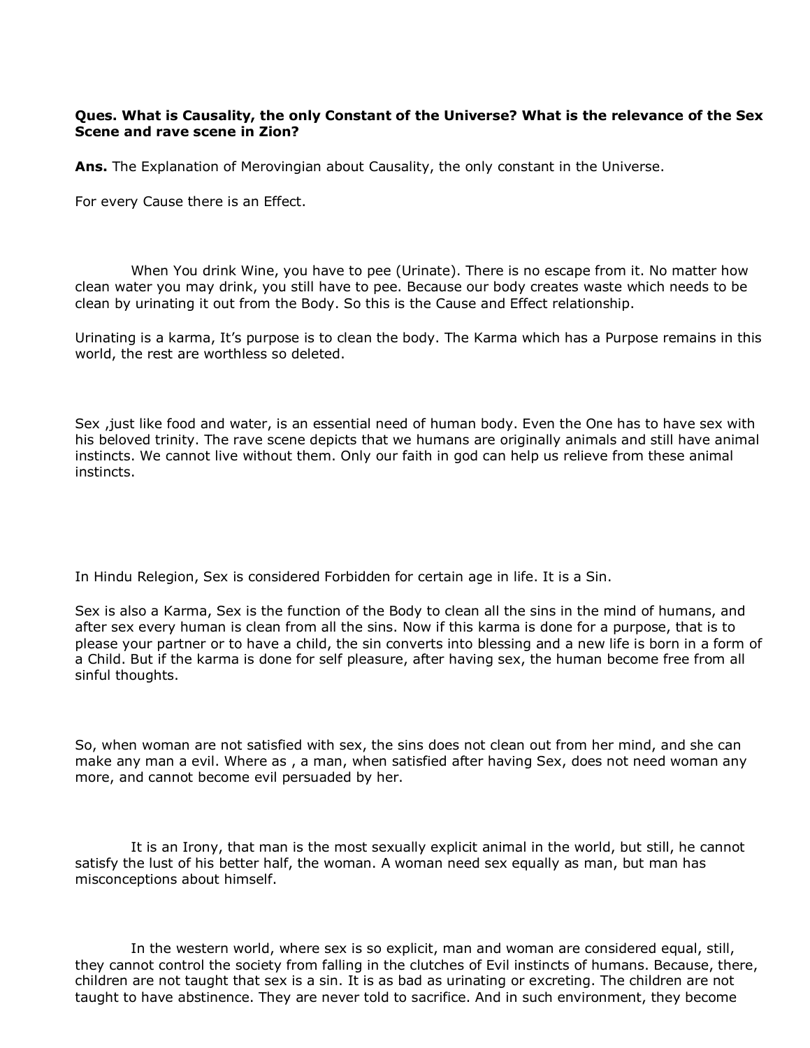**Ques. What is Causality, the only Constant of the Universe? What is the relevance of the Sex Scene and rave scene in Zion?**

**Ans.** The Explanation of Merovingian about Causality, the only constant in the Universe.

For every Cause there is an Effect.

When You drink Wine, you have to pee (Urinate). There is no escape from it. No matter how clean water you may drink, you still have to pee. Because our body creates waste which needs to be clean by urinating it out from the Body. So this is the Cause and Effect relationship.

Urinating is a karma, It's purpose is to clean the body. The Karma which has a Purpose remains in this world, the rest are worthless so deleted.

Sex ,just like food and water, is an essential need of human body. Even the One has to have sex with his beloved trinity. The rave scene depicts that we humans are originally animals and still have animal instincts. We cannot live without them. Only our faith in god can help us relieve from these animal instincts.

In Hindu Relegion, Sex is considered Forbidden for certain age in life. It is a Sin.

Sex is also a Karma, Sex is the function of the Body to clean all the sins in the mind of humans, and after sex every human is clean from all the sins. Now if this karma is done for a purpose, that is to please your partner or to have a child, the sin converts into blessing and a new life is born in a form of a Child. But if the karma is done for self pleasure, after having sex, the human become free from all sinful thoughts.

So, when woman are not satisfied with sex, the sins does not clean out from her mind, and she can make any man a evil. Where as , a man, when satisfied after having Sex, does not need woman any more, and cannot become evil persuaded by her.

It is an Irony, that man is the most sexually explicit animal in the world, but still, he cannot satisfy the lust of his better half, the woman. A woman need sex equally as man, but man has misconceptions about himself.

In the western world, where sex is so explicit, man and woman are considered equal, still, they cannot control the society from falling in the clutches of Evil instincts of humans. Because, there, children are not taught that sex is a sin. It is as bad as urinating or excreting. The children are not taught to have abstinence. They are never told to sacrifice. And in such environment, they become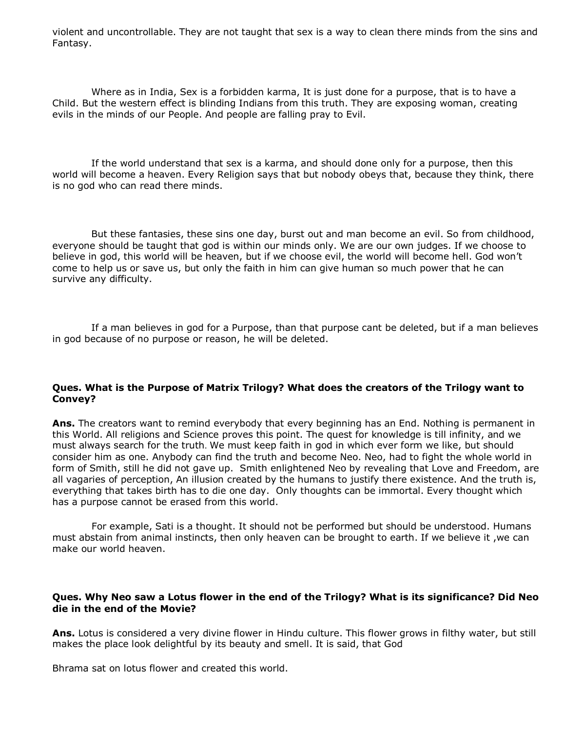violent and uncontrollable. They are not taught that sex is a way to clean there minds from the sins and Fantasy.

Where as in India, Sex is a forbidden karma, It is just done for a purpose, that is to have a Child. But the western effect is blinding Indians from this truth. They are exposing woman, creating evils in the minds of our People. And people are falling pray to Evil.

If the world understand that sex is a karma, and should done only for a purpose, then this world will become a heaven. Every Religion says that but nobody obeys that, because they think, there is no god who can read there minds.

But these fantasies, these sins one day, burst out and man become an evil. So from childhood, everyone should be taught that god is within our minds only. We are our own judges. If we choose to believe in god, this world will be heaven, but if we choose evil, the world will become hell. God won't come to help us or save us, but only the faith in him can give human so much power that he can survive any difficulty.

If a man believes in god for a Purpose, than that purpose cant be deleted, but if a man believes in god because of no purpose or reason, he will be deleted.

**Ques. What is the Purpose of Matrix Trilogy? What does the creators of the Trilogy want to Convey?**

**Ans.** The creators want to remind everybody that every beginning has an End. Nothing is permanent in this World. All religions and Science proves this point. The quest for knowledge is till infinity, and we must always search for the truth. We must keep faith in god in which ever form we like, but should consider him as one. Anybody can find the truth and become Neo. Neo, had to fight the whole world in form of Smith, still he did not gave up. Smith enlightened Neo by revealing that Love and Freedom, are all vagaries of perception, An illusion created by the humans to justify there existence. And the truth is, everything that takes birth has to die one day. Only thoughts can be immortal. Every thought which has a purpose cannot be erased from this world.

For example, Sati is a thought. It should not be performed but should be understood. Humans must abstain from animal instincts, then only heaven can be brought to earth. If we believe it ,we can make our world heaven.

**Ques. Why Neo saw a Lotus flower in the end of the Trilogy? What is its significance? Did Neo die in the end of the Movie?**

**Ans.** Lotus is considered a very divine flower in Hindu culture. This flower grows in filthy water, but still makes the place look delightful by its beauty and smell. It is said, that God

Bhrama sat on lotus flower and created this world.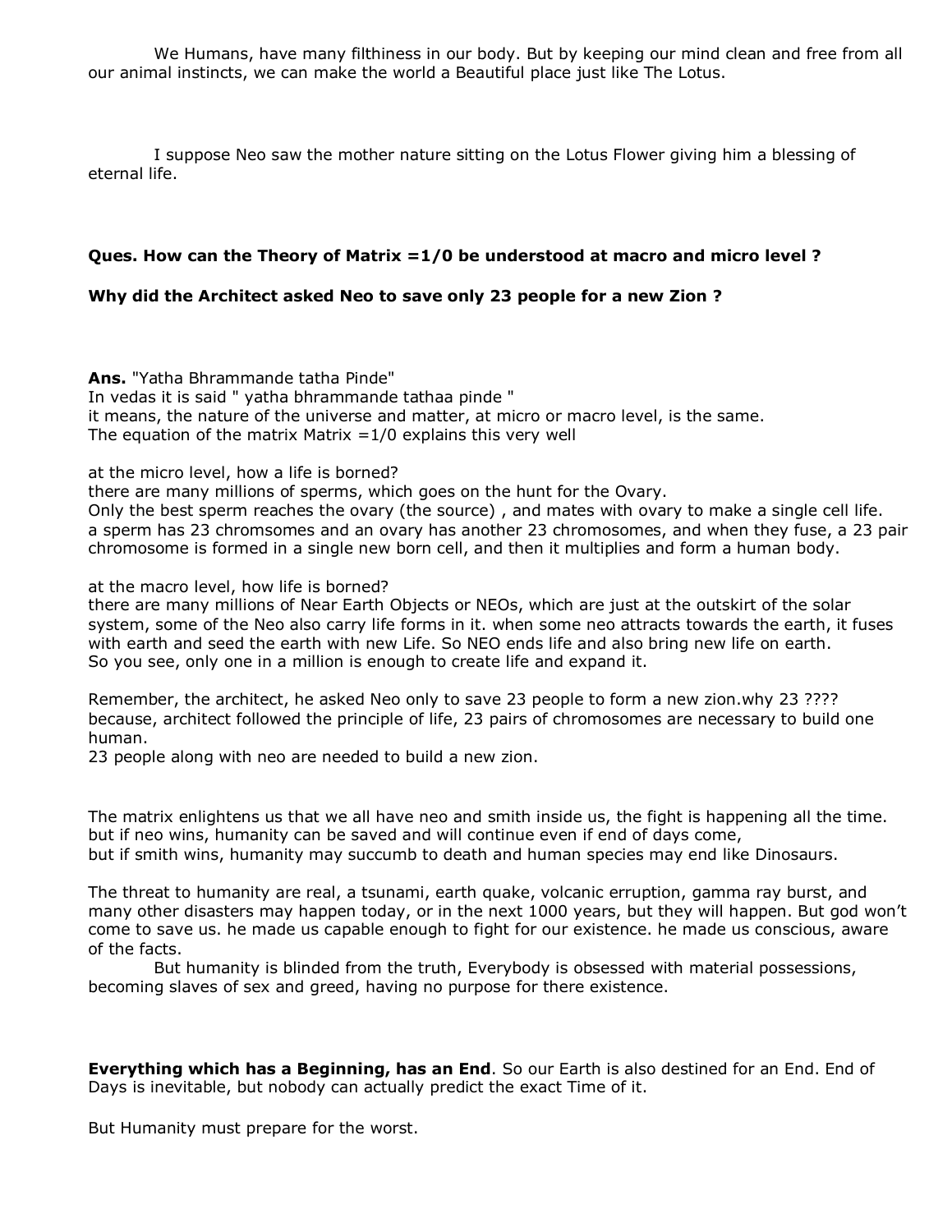We Humans, have many filthiness in our body. But by keeping our mind clean and free from all our animal instincts, we can make the world a Beautiful place just like The Lotus.

I suppose Neo saw the mother nature sitting on the Lotus Flower giving him a blessing of eternal life.

**Ques. How can the Theory of Matrix =1/0 be understood at macro and micro level ?**

**Why did the Architect asked Neo to save only 23 people for a new Zion ?**

**Ans.** "Yatha Bhrammande tatha Pinde"
In vedas it is said " yatha bhrammande tathaa pinde "
it means, the nature of the universe and matter, at micro or macro level, is the same.
The equation of the matrix Matrix =1/0 explains this very well

at the micro level, how a life is borned?
there are many millions of sperms, which goes on the hunt for the Ovary.
Only the best sperm reaches the ovary (the source) , and mates with ovary to make a single cell life.
a sperm has 23 chromsomes and an ovary has another 23 chromosomes, and when they fuse, a 23 pair chromosome is formed in a single new born cell, and then it multiplies and form a human body.

at the macro level, how life is borned?
there are many millions of Near Earth Objects or NEOs, which are just at the outskirt of the solar system, some of the Neo also carry life forms in it. when some neo attracts towards the earth, it fuses with earth and seed the earth with new Life. So NEO ends life and also bring new life on earth.
So you see, only one in a million is enough to create life and expand it.

Remember, the architect, he asked Neo only to save 23 people to form a new zion.why 23 ????
because, architect followed the principle of life, 23 pairs of chromosomes are necessary to build one human.
23 people along with neo are needed to build a new zion.

The matrix enlightens us that we all have neo and smith inside us, the fight is happening all the time.
but if neo wins, humanity can be saved and will continue even if end of days come,
but if smith wins, humanity may succumb to death and human species may end like Dinosaurs.

The threat to humanity are real, a tsunami, earth quake, volcanic erruption, gamma ray burst, and many other disasters may happen today, or in the next 1000 years, but they will happen. But god won't come to save us. he made us capable enough to fight for our existence. he made us conscious, aware of the facts.
But humanity is blinded from the truth, Everybody is obsessed with material possessions, becoming slaves of sex and greed, having no purpose for there existence.

**Everything which has a Beginning, has an End**. So our Earth is also destined for an End. End of Days is inevitable, but nobody can actually predict the exact Time of it.

But Humanity must prepare for the worst.